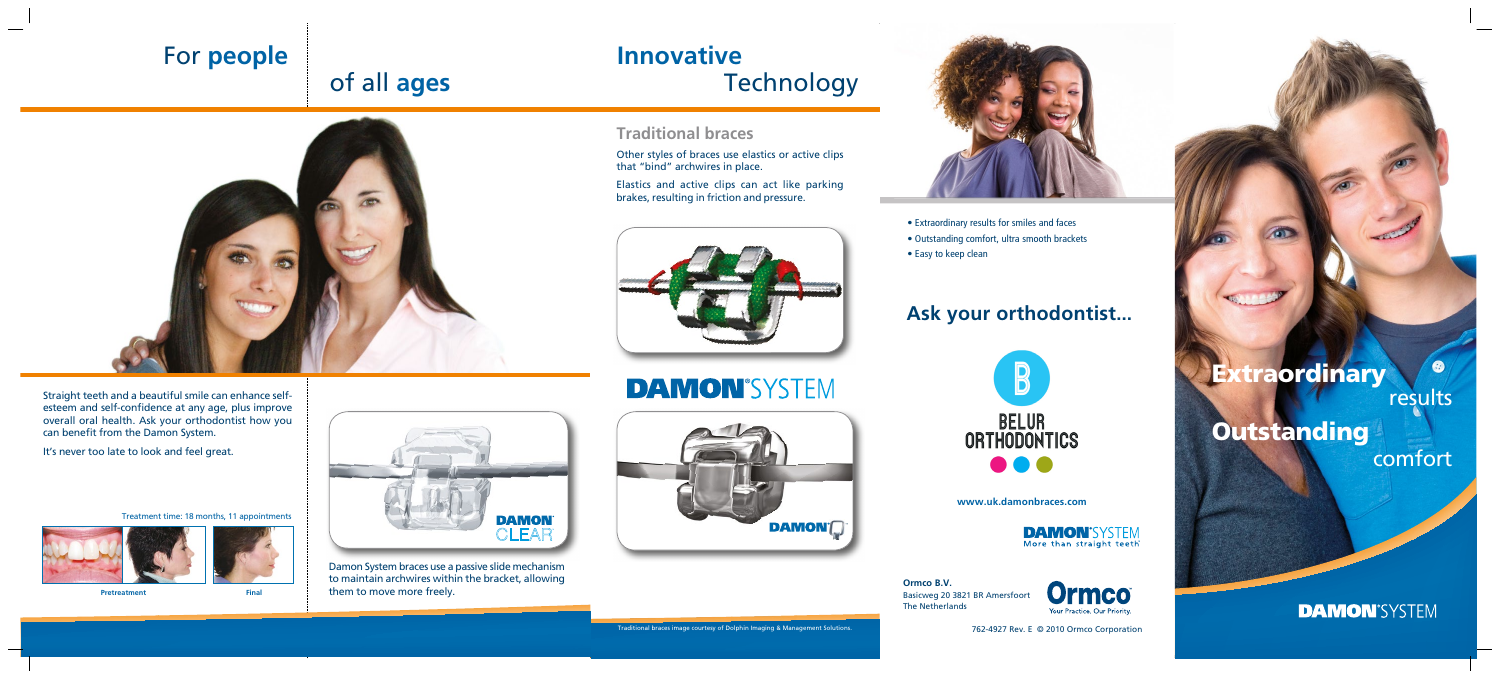# For **people** of all **ages**

Straight teeth and a beautiful smile can enhance self-esteem and self-confidence at any age, plus improve overall oral health. Ask your orthodontist how you can benefit from the Damon System.

It's never too late to look and feel great.

Treatment time: 18 months, 11 appointments

**Pretreatment** **Final**

DAMON CLEAR

Damon System braces use a passive slide mechanism to maintain archwires within the bracket, allowing them to move more freely.

# **Innovative** Technology

## Traditional braces

Other styles of braces use elastics or active clips that "bind" archwires in place.

Elastics and active clips can act like parking brakes, resulting in friction and pressure.

DAMON SYSTEM

DAMON

Traditional braces image courtesy of Dolphin Imaging & Management Solutions.

- Extraordinary results for smiles and faces
- Outstanding comfort, ultra smooth brackets
- Easy to keep clean

## Ask your orthodontist...

BELUR ORTHODONTICS

**www.uk.damonbraces.com**

DAMON SYSTEM
More than straight teeth

**Ormco B.V.**
Basicweg 20 3821 BR Amersfoort
The Netherlands

Ormco
Your Practice. Our Priority.

762-4927 Rev. E © 2010 Ormco Corporation

# **Extraordinary** results

# **Outstanding** comfort

DAMON SYSTEM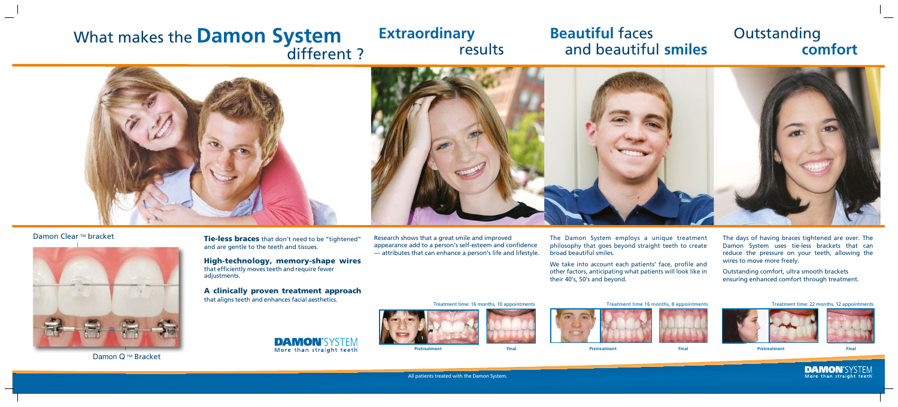# What makes the **Damon System** different ?

Damon Clear ™ bracket

Damon Q ™ Bracket

**Tie-less braces** that don't need to be "tightened" and are gentle to the teeth and tissues.

**High-technology, memory-shape wires** that efficiently moves teeth and require fewer adjustments.

**A clinically proven treatment approach** that aligns teeth and enhances facial aesthetics.

DAMON SYSTEM
More than straight teeth

# **Extraordinary** results

Research shows that a great smile and improved appearance add to a person's self-esteem and confidence — attributes that can enhance a person's life and lifestyle.

Treatment time: 16 months, 10 appointments

Pretreatment | Final

# **Beautiful** faces and beautiful **smiles**

The Damon System employs a unique treatment philosophy that goes beyond straight teeth to create broad beautiful smiles.

We take into account each patients' face, profile and other factors, anticipating what patients will look like in their 40's, 50's and beyond.

Treatment time 16 months, 8 appointments

Pretreatment | Final

# Outstanding **comfort**

The days of having braces tightened are over. The Damon System uses tie-less brackets that can reduce the pressure on your teeth, allowing the wires to move more freely.

Outstanding comfort, ultra smooth brackets ensuring enhanced comfort through treatment.

Treatment time: 22 months, 12 appointments

Pretreatment | Final

DAMON SYSTEM
More than straight teeth

All patients treated with the Damon System.